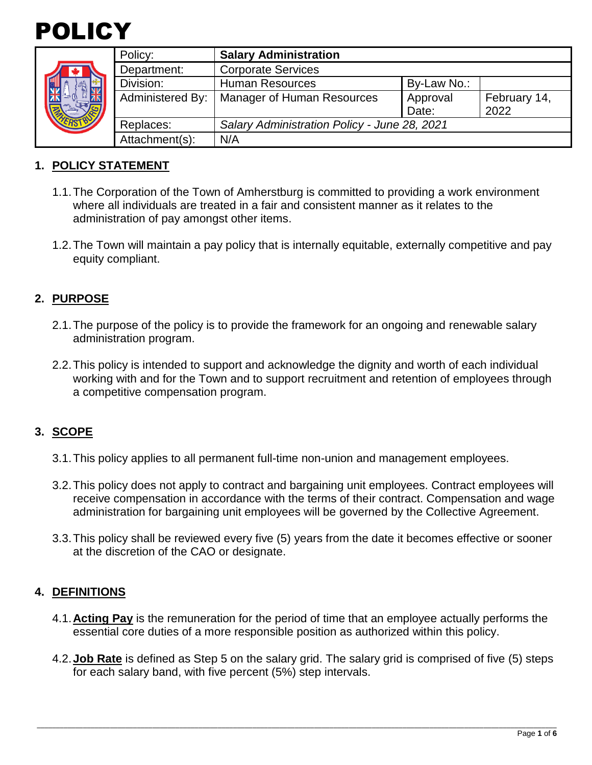# POLICY

| | Policy: | **Salary Administration** | | |
|---|---|---|---|---|
| | Department: | Corporate Services | | |
| | Division: | Human Resources | By-Law No.: | |
| | Administered By: | Manager of Human Resources | Approval Date: | February 14, 2022 |
| | Replaces: | *Salary Administration Policy - June 28, 2021* | | |
| | Attachment(s): | N/A | | |

## 1. POLICY STATEMENT

1.1. The Corporation of the Town of Amherstburg is committed to providing a work environment where all individuals are treated in a fair and consistent manner as it relates to the administration of pay amongst other items.

1.2. The Town will maintain a pay policy that is internally equitable, externally competitive and pay equity compliant.

## 2. PURPOSE

2.1. The purpose of the policy is to provide the framework for an ongoing and renewable salary administration program.

2.2. This policy is intended to support and acknowledge the dignity and worth of each individual working with and for the Town and to support recruitment and retention of employees through a competitive compensation program.

## 3. SCOPE

3.1. This policy applies to all permanent full-time non-union and management employees.

3.2. This policy does not apply to contract and bargaining unit employees. Contract employees will receive compensation in accordance with the terms of their contract. Compensation and wage administration for bargaining unit employees will be governed by the Collective Agreement.

3.3. This policy shall be reviewed every five (5) years from the date it becomes effective or sooner at the discretion of the CAO or designate.

## 4. DEFINITIONS

4.1. **Acting Pay** is the remuneration for the period of time that an employee actually performs the essential core duties of a more responsible position as authorized within this policy.

4.2. **Job Rate** is defined as Step 5 on the salary grid. The salary grid is comprised of five (5) steps for each salary band, with five percent (5%) step intervals.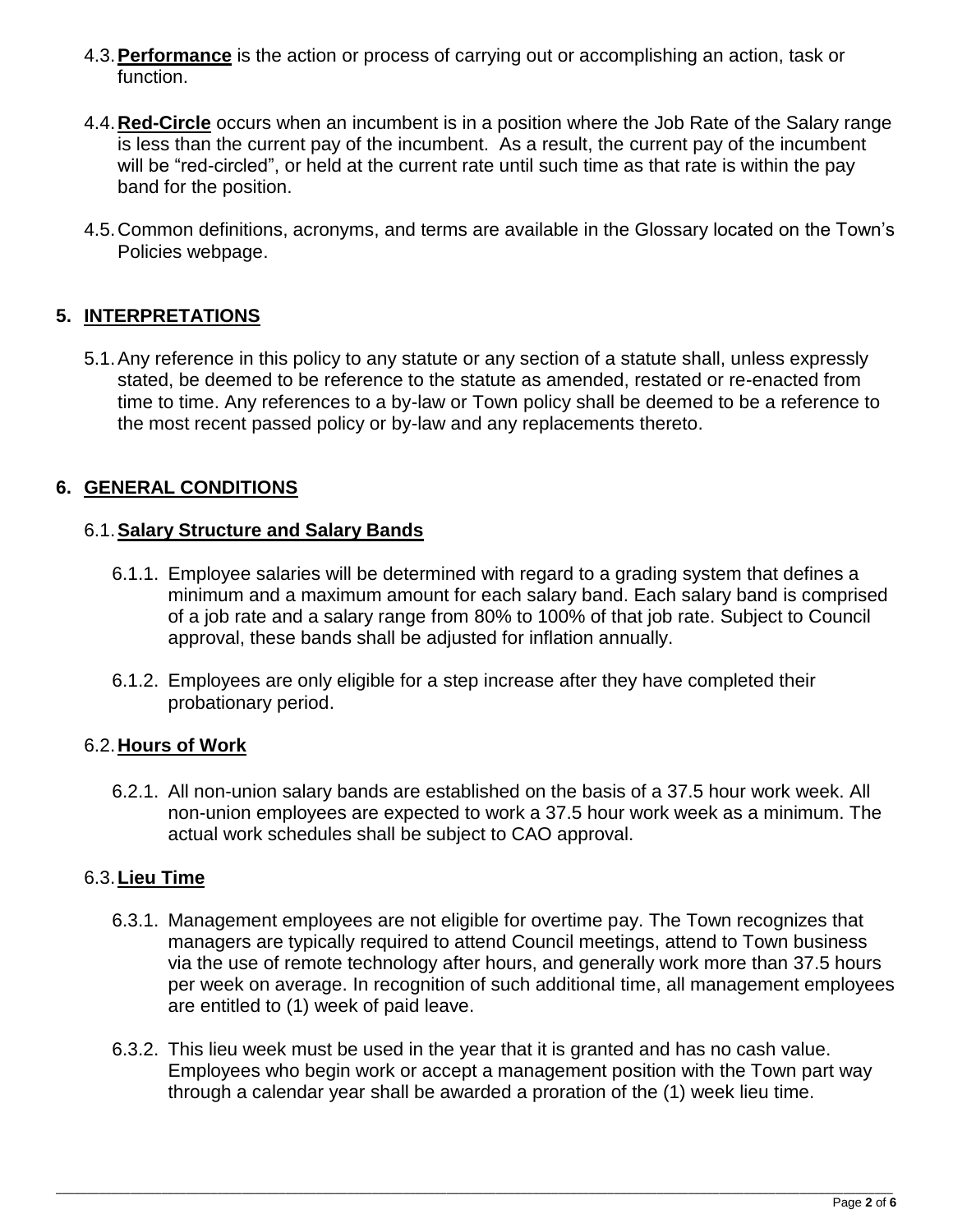4.3. **Performance** is the action or process of carrying out or accomplishing an action, task or function.

4.4. **Red-Circle** occurs when an incumbent is in a position where the Job Rate of the Salary range is less than the current pay of the incumbent. As a result, the current pay of the incumbent will be "red-circled", or held at the current rate until such time as that rate is within the pay band for the position.

4.5. Common definitions, acronyms, and terms are available in the Glossary located on the Town's Policies webpage.

## 5. INTERPRETATIONS

5.1. Any reference in this policy to any statute or any section of a statute shall, unless expressly stated, be deemed to be reference to the statute as amended, restated or re-enacted from time to time. Any references to a by-law or Town policy shall be deemed to be a reference to the most recent passed policy or by-law and any replacements thereto.

## 6. GENERAL CONDITIONS

### 6.1. Salary Structure and Salary Bands

6.1.1. Employee salaries will be determined with regard to a grading system that defines a minimum and a maximum amount for each salary band. Each salary band is comprised of a job rate and a salary range from 80% to 100% of that job rate. Subject to Council approval, these bands shall be adjusted for inflation annually.

6.1.2. Employees are only eligible for a step increase after they have completed their probationary period.

### 6.2. Hours of Work

6.2.1. All non-union salary bands are established on the basis of a 37.5 hour work week. All non-union employees are expected to work a 37.5 hour work week as a minimum. The actual work schedules shall be subject to CAO approval.

### 6.3. Lieu Time

6.3.1. Management employees are not eligible for overtime pay. The Town recognizes that managers are typically required to attend Council meetings, attend to Town business via the use of remote technology after hours, and generally work more than 37.5 hours per week on average. In recognition of such additional time, all management employees are entitled to (1) week of paid leave.

6.3.2. This lieu week must be used in the year that it is granted and has no cash value. Employees who begin work or accept a management position with the Town part way through a calendar year shall be awarded a proration of the (1) week lieu time.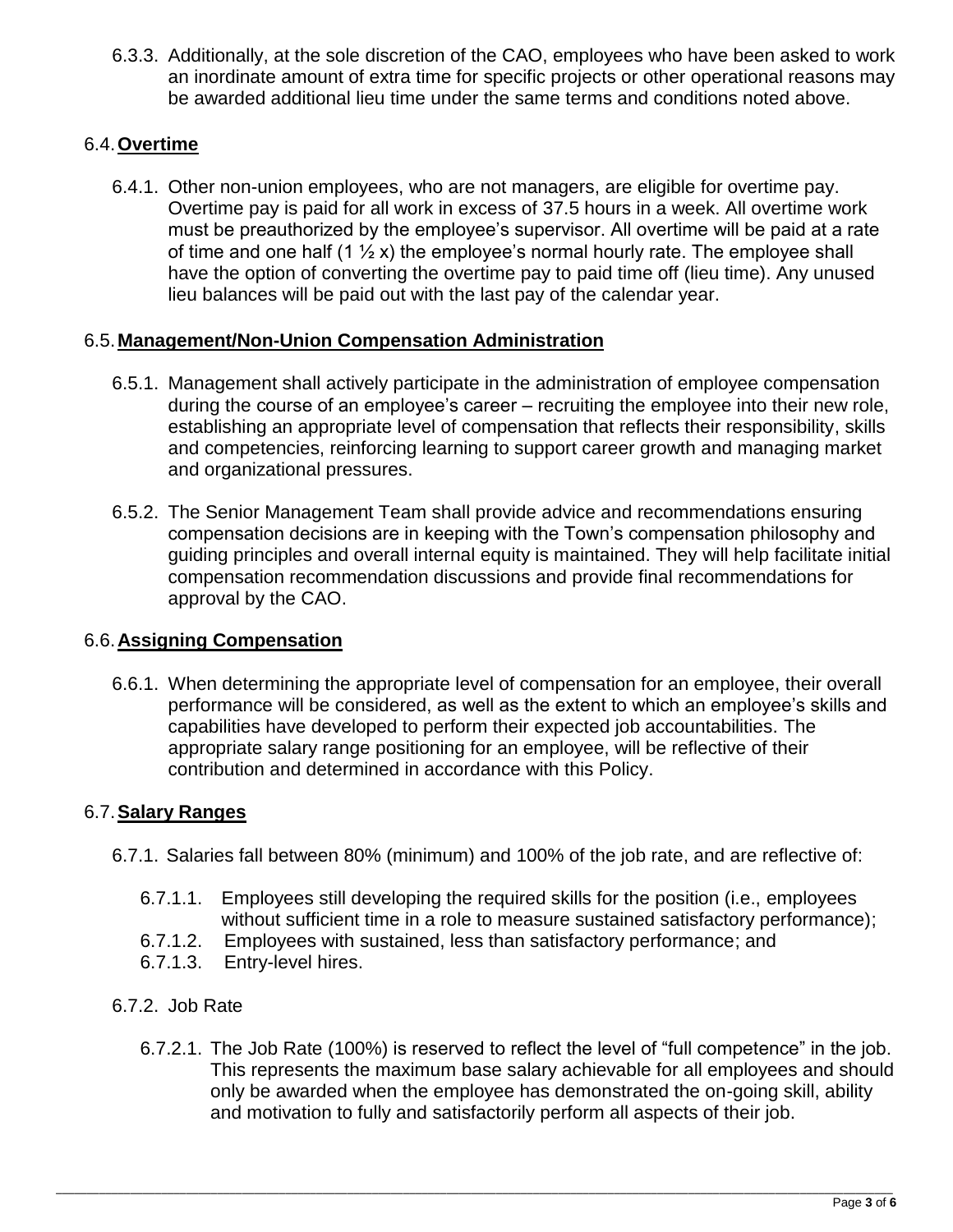6.3.3. Additionally, at the sole discretion of the CAO, employees who have been asked to work an inordinate amount of extra time for specific projects or other operational reasons may be awarded additional lieu time under the same terms and conditions noted above.

## 6.4. **Overtime**

6.4.1. Other non-union employees, who are not managers, are eligible for overtime pay. Overtime pay is paid for all work in excess of 37.5 hours in a week. All overtime work must be preauthorized by the employee's supervisor. All overtime will be paid at a rate of time and one half (1 ½ x) the employee's normal hourly rate. The employee shall have the option of converting the overtime pay to paid time off (lieu time). Any unused lieu balances will be paid out with the last pay of the calendar year.

## 6.5. **Management/Non-Union Compensation Administration**

6.5.1. Management shall actively participate in the administration of employee compensation during the course of an employee's career – recruiting the employee into their new role, establishing an appropriate level of compensation that reflects their responsibility, skills and competencies, reinforcing learning to support career growth and managing market and organizational pressures.

6.5.2. The Senior Management Team shall provide advice and recommendations ensuring compensation decisions are in keeping with the Town's compensation philosophy and guiding principles and overall internal equity is maintained. They will help facilitate initial compensation recommendation discussions and provide final recommendations for approval by the CAO.

## 6.6. **Assigning Compensation**

6.6.1. When determining the appropriate level of compensation for an employee, their overall performance will be considered, as well as the extent to which an employee's skills and capabilities have developed to perform their expected job accountabilities. The appropriate salary range positioning for an employee, will be reflective of their contribution and determined in accordance with this Policy.

## 6.7. **Salary Ranges**

6.7.1. Salaries fall between 80% (minimum) and 100% of the job rate, and are reflective of:

- 6.7.1.1. Employees still developing the required skills for the position (i.e., employees without sufficient time in a role to measure sustained satisfactory performance);
- 6.7.1.2. Employees with sustained, less than satisfactory performance; and
- 6.7.1.3. Entry-level hires.

6.7.2. Job Rate

6.7.2.1. The Job Rate (100%) is reserved to reflect the level of "full competence" in the job. This represents the maximum base salary achievable for all employees and should only be awarded when the employee has demonstrated the on-going skill, ability and motivation to fully and satisfactorily perform all aspects of their job.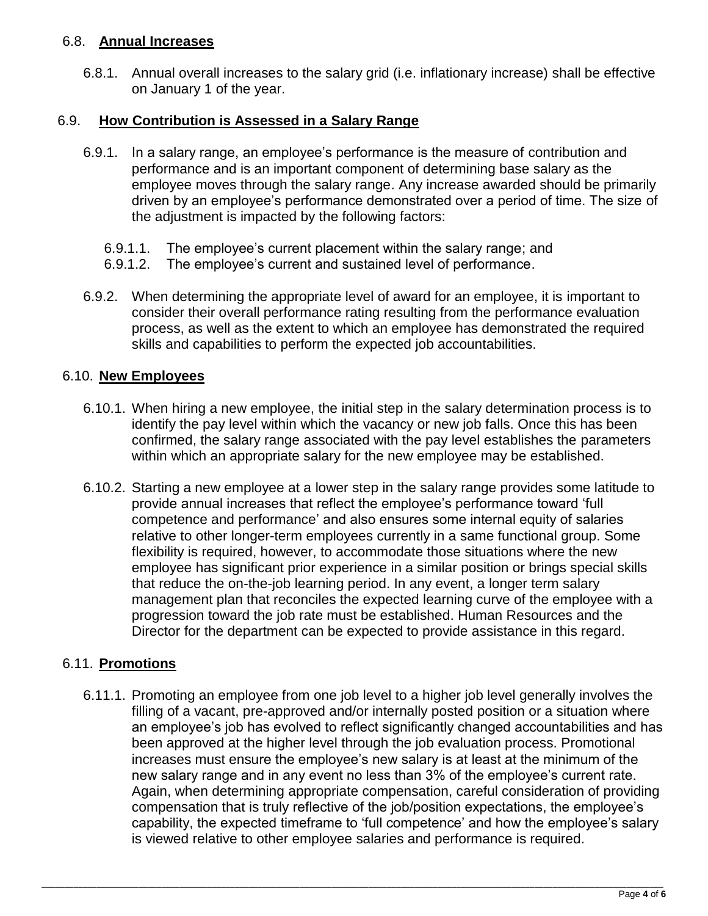### 6.8. **Annual Increases**

6.8.1. Annual overall increases to the salary grid (i.e. inflationary increase) shall be effective on January 1 of the year.

### 6.9. **How Contribution is Assessed in a Salary Range**

6.9.1. In a salary range, an employee's performance is the measure of contribution and performance and is an important component of determining base salary as the employee moves through the salary range. Any increase awarded should be primarily driven by an employee's performance demonstrated over a period of time. The size of the adjustment is impacted by the following factors:

6.9.1.1. The employee's current placement within the salary range; and

6.9.1.2. The employee's current and sustained level of performance.

6.9.2. When determining the appropriate level of award for an employee, it is important to consider their overall performance rating resulting from the performance evaluation process, as well as the extent to which an employee has demonstrated the required skills and capabilities to perform the expected job accountabilities.

### 6.10. **New Employees**

6.10.1. When hiring a new employee, the initial step in the salary determination process is to identify the pay level within which the vacancy or new job falls. Once this has been confirmed, the salary range associated with the pay level establishes the parameters within which an appropriate salary for the new employee may be established.

6.10.2. Starting a new employee at a lower step in the salary range provides some latitude to provide annual increases that reflect the employee's performance toward 'full competence and performance' and also ensures some internal equity of salaries relative to other longer-term employees currently in a same functional group. Some flexibility is required, however, to accommodate those situations where the new employee has significant prior experience in a similar position or brings special skills that reduce the on-the-job learning period. In any event, a longer term salary management plan that reconciles the expected learning curve of the employee with a progression toward the job rate must be established. Human Resources and the Director for the department can be expected to provide assistance in this regard.

### 6.11. **Promotions**

6.11.1. Promoting an employee from one job level to a higher job level generally involves the filling of a vacant, pre-approved and/or internally posted position or a situation where an employee's job has evolved to reflect significantly changed accountabilities and has been approved at the higher level through the job evaluation process. Promotional increases must ensure the employee's new salary is at least at the minimum of the new salary range and in any event no less than 3% of the employee's current rate. Again, when determining appropriate compensation, careful consideration of providing compensation that is truly reflective of the job/position expectations, the employee's capability, the expected timeframe to 'full competence' and how the employee's salary is viewed relative to other employee salaries and performance is required.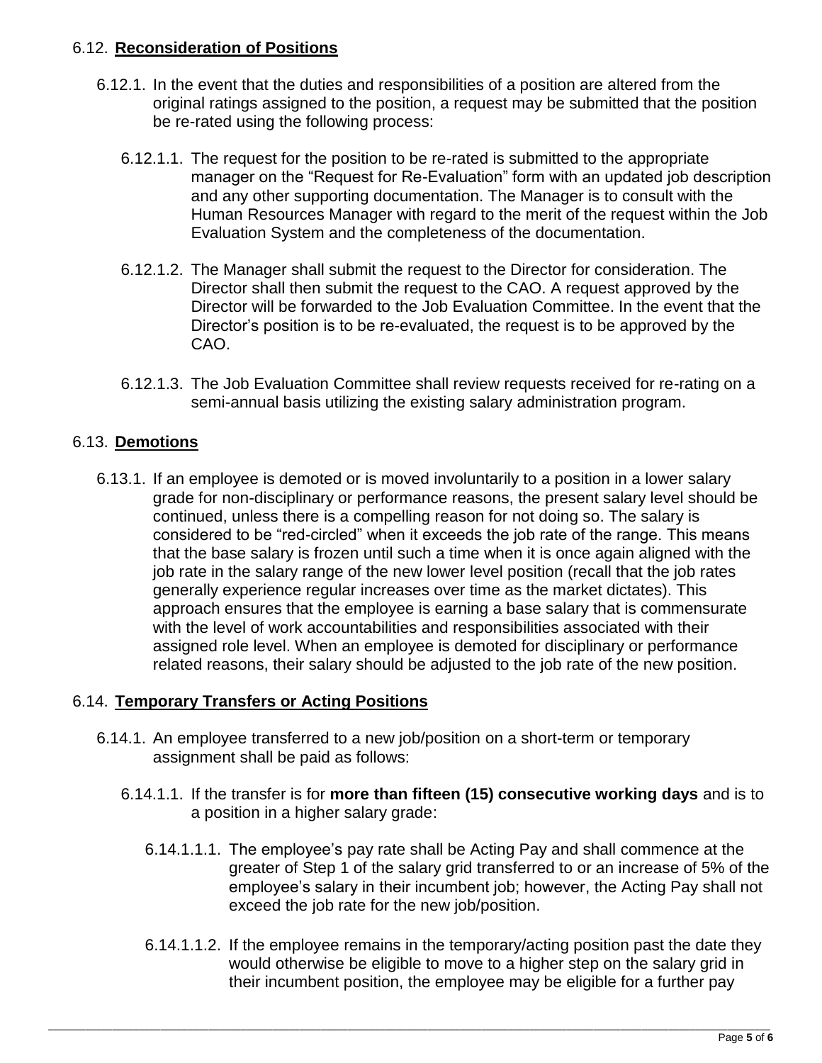### 6.12. **Reconsideration of Positions**

6.12.1. In the event that the duties and responsibilities of a position are altered from the original ratings assigned to the position, a request may be submitted that the position be re-rated using the following process:

6.12.1.1. The request for the position to be re-rated is submitted to the appropriate manager on the "Request for Re-Evaluation" form with an updated job description and any other supporting documentation. The Manager is to consult with the Human Resources Manager with regard to the merit of the request within the Job Evaluation System and the completeness of the documentation.

6.12.1.2. The Manager shall submit the request to the Director for consideration. The Director shall then submit the request to the CAO. A request approved by the Director will be forwarded to the Job Evaluation Committee. In the event that the Director's position is to be re-evaluated, the request is to be approved by the CAO.

6.12.1.3. The Job Evaluation Committee shall review requests received for re-rating on a semi-annual basis utilizing the existing salary administration program.

### 6.13. **Demotions**

6.13.1. If an employee is demoted or is moved involuntarily to a position in a lower salary grade for non-disciplinary or performance reasons, the present salary level should be continued, unless there is a compelling reason for not doing so. The salary is considered to be "red-circled" when it exceeds the job rate of the range. This means that the base salary is frozen until such a time when it is once again aligned with the job rate in the salary range of the new lower level position (recall that the job rates generally experience regular increases over time as the market dictates). This approach ensures that the employee is earning a base salary that is commensurate with the level of work accountabilities and responsibilities associated with their assigned role level. When an employee is demoted for disciplinary or performance related reasons, their salary should be adjusted to the job rate of the new position.

### 6.14. **Temporary Transfers or Acting Positions**

6.14.1. An employee transferred to a new job/position on a short-term or temporary assignment shall be paid as follows:

6.14.1.1. If the transfer is for **more than fifteen (15) consecutive working days** and is to a position in a higher salary grade:

6.14.1.1.1. The employee's pay rate shall be Acting Pay and shall commence at the greater of Step 1 of the salary grid transferred to or an increase of 5% of the employee's salary in their incumbent job; however, the Acting Pay shall not exceed the job rate for the new job/position.

6.14.1.1.2. If the employee remains in the temporary/acting position past the date they would otherwise be eligible to move to a higher step on the salary grid in their incumbent position, the employee may be eligible for a further pay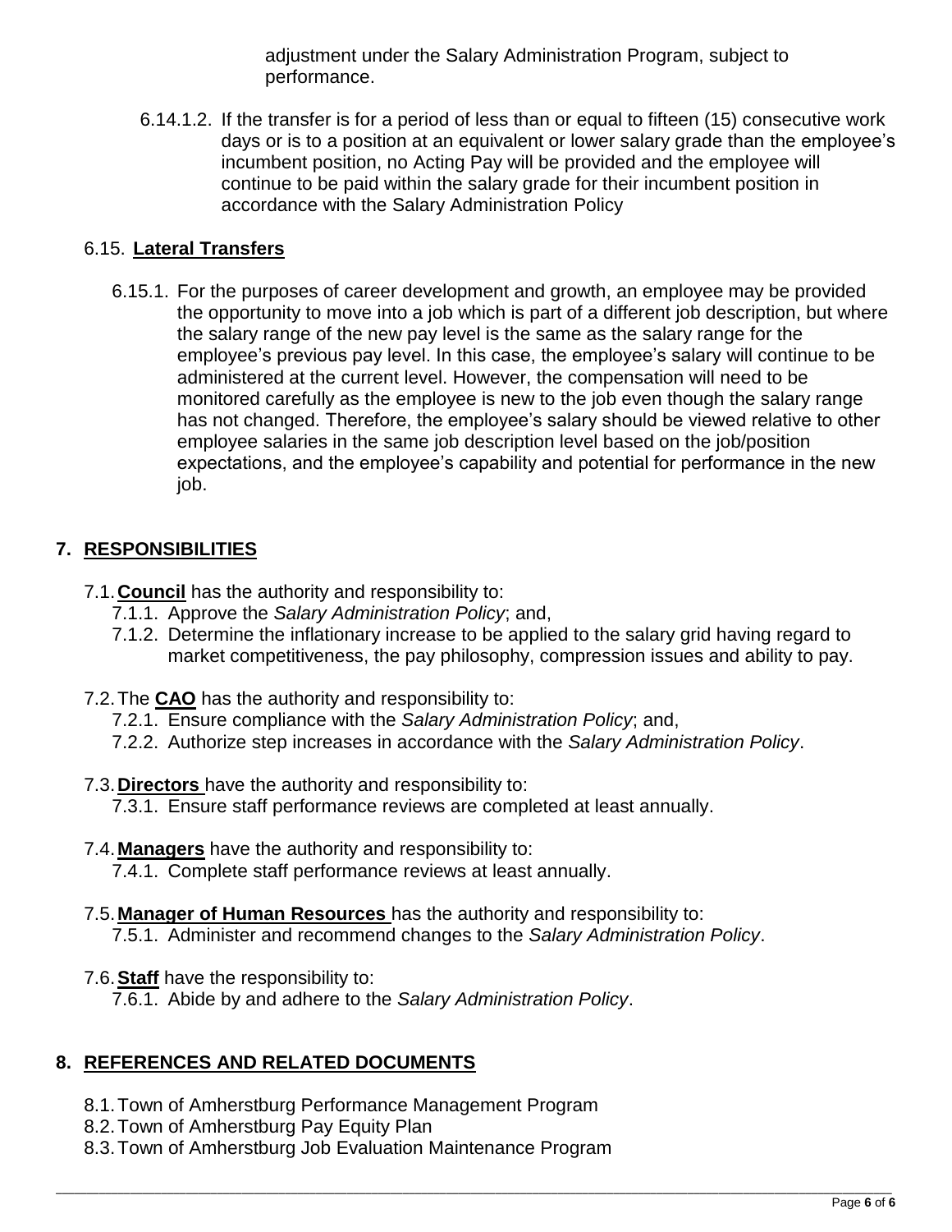adjustment under the Salary Administration Program, subject to performance.

6.14.1.2. If the transfer is for a period of less than or equal to fifteen (15) consecutive work days or is to a position at an equivalent or lower salary grade than the employee's incumbent position, no Acting Pay will be provided and the employee will continue to be paid within the salary grade for their incumbent position in accordance with the Salary Administration Policy

6.15. **Lateral Transfers**

6.15.1. For the purposes of career development and growth, an employee may be provided the opportunity to move into a job which is part of a different job description, but where the salary range of the new pay level is the same as the salary range for the employee's previous pay level. In this case, the employee's salary will continue to be administered at the current level. However, the compensation will need to be monitored carefully as the employee is new to the job even though the salary range has not changed. Therefore, the employee's salary should be viewed relative to other employee salaries in the same job description level based on the job/position expectations, and the employee's capability and potential for performance in the new job.

## 7. RESPONSIBILITIES

7.1. **Council** has the authority and responsibility to:

7.1.1. Approve the *Salary Administration Policy*; and,

7.1.2. Determine the inflationary increase to be applied to the salary grid having regard to market competitiveness, the pay philosophy, compression issues and ability to pay.

7.2. The **CAO** has the authority and responsibility to:

7.2.1. Ensure compliance with the *Salary Administration Policy*; and,

7.2.2. Authorize step increases in accordance with the *Salary Administration Policy*.

7.3. **Directors** have the authority and responsibility to:

7.3.1. Ensure staff performance reviews are completed at least annually.

7.4. **Managers** have the authority and responsibility to:

7.4.1. Complete staff performance reviews at least annually.

7.5. **Manager of Human Resources** has the authority and responsibility to:

7.5.1. Administer and recommend changes to the *Salary Administration Policy*.

7.6. **Staff** have the responsibility to:

7.6.1. Abide by and adhere to the *Salary Administration Policy*.

## 8. REFERENCES AND RELATED DOCUMENTS

8.1. Town of Amherstburg Performance Management Program

8.2. Town of Amherstburg Pay Equity Plan

8.3. Town of Amherstburg Job Evaluation Maintenance Program